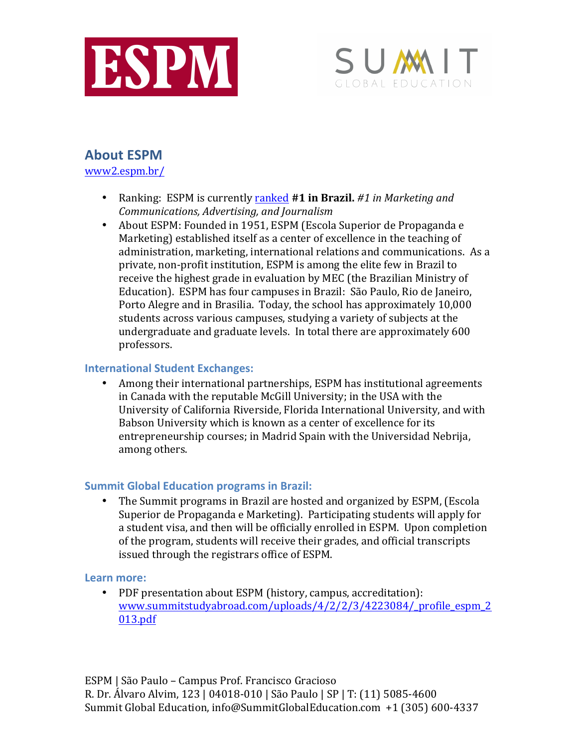## About ESPM

www2.espm.br/

- Ranking: ESPM is currently ranked **#1 in Brazil.** *#1 in Marketing and Communications, Advertising, and Journalism*
- About ESPM: Founded in 1951, ESPM (Escola Superior de Propaganda e Marketing) established itself as a center of excellence in the teaching of administration, marketing, international relations and communications. As a private, non-profit institution, ESPM is among the elite few in Brazil to receive the highest grade in evaluation by MEC (the Brazilian Ministry of Education). ESPM has four campuses in Brazil: São Paulo, Rio de Janeiro, Porto Alegre and in Brasilia. Today, the school has approximately 10,000 students across various campuses, studying a variety of subjects at the undergraduate and graduate levels. In total there are approximately 600 professors.

### International Student Exchanges:

- Among their international partnerships, ESPM has institutional agreements in Canada with the reputable McGill University; in the USA with the University of California Riverside, Florida International University, and with Babson University which is known as a center of excellence for its entrepreneurship courses; in Madrid Spain with the Universidad Nebrija, among others.

### Summit Global Education programs in Brazil:

- The Summit programs in Brazil are hosted and organized by ESPM, (Escola Superior de Propaganda e Marketing). Participating students will apply for a student visa, and then will be officially enrolled in ESPM. Upon completion of the program, students will receive their grades, and official transcripts issued through the registrars office of ESPM.

### Learn more:

- PDF presentation about ESPM (history, campus, accreditation): www.summitstudyabroad.com/uploads/4/2/2/3/4223084/_profile_espm_2013.pdf

ESPM | São Paulo – Campus Prof. Francisco Gracioso
R. Dr. Álvaro Alvim, 123 | 04018-010 | São Paulo | SP | T: (11) 5085-4600
Summit Global Education, info@SummitGlobalEducation.com +1 (305) 600-4337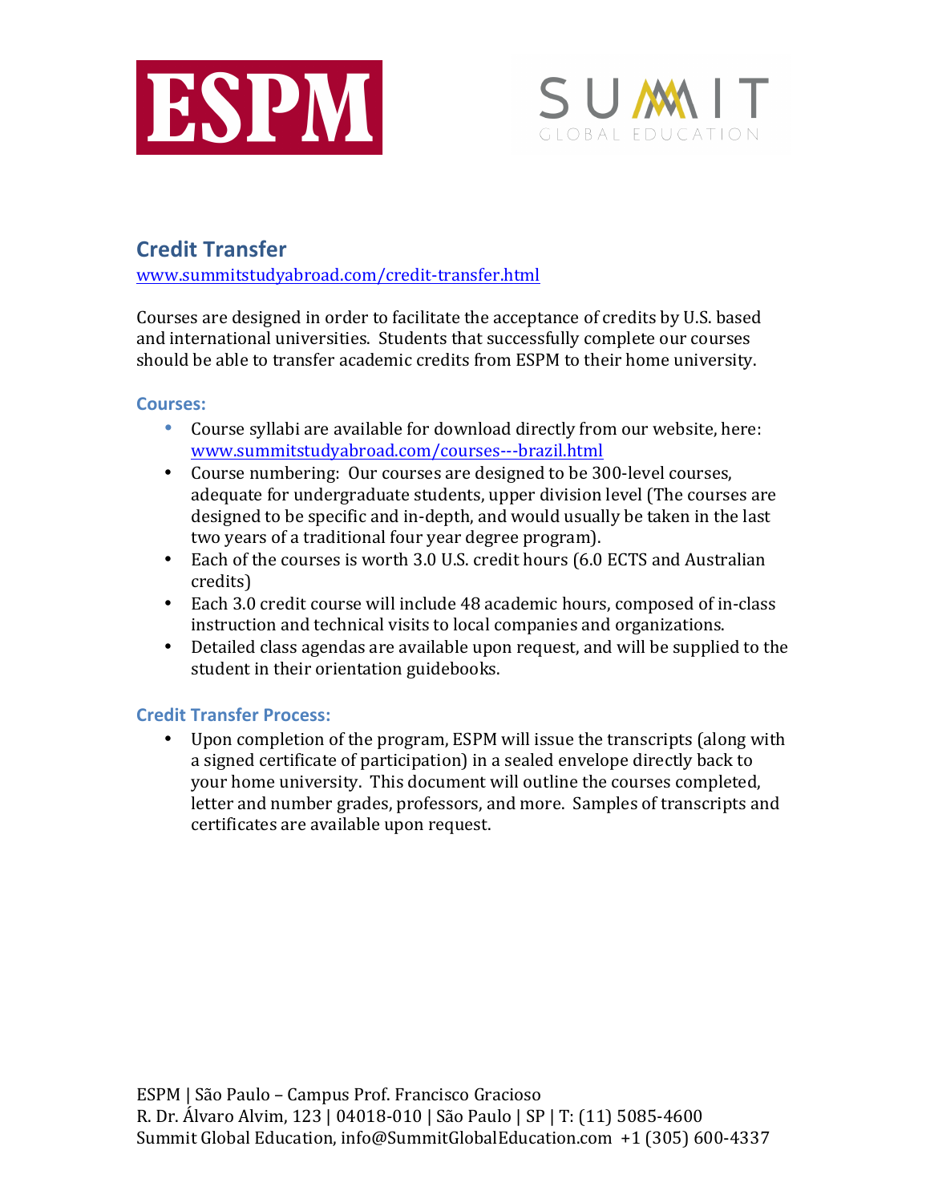## Credit Transfer

www.summitstudyabroad.com/credit-transfer.html

Courses are designed in order to facilitate the acceptance of credits by U.S. based and international universities. Students that successfully complete our courses should be able to transfer academic credits from ESPM to their home university.

### Courses:

- Course syllabi are available for download directly from our website, here: www.summitstudyabroad.com/courses---brazil.html
- Course numbering: Our courses are designed to be 300-level courses, adequate for undergraduate students, upper division level (The courses are designed to be specific and in-depth, and would usually be taken in the last two years of a traditional four year degree program).
- Each of the courses is worth 3.0 U.S. credit hours (6.0 ECTS and Australian credits)
- Each 3.0 credit course will include 48 academic hours, composed of in-class instruction and technical visits to local companies and organizations.
- Detailed class agendas are available upon request, and will be supplied to the student in their orientation guidebooks.

### Credit Transfer Process:

- Upon completion of the program, ESPM will issue the transcripts (along with a signed certificate of participation) in a sealed envelope directly back to your home university. This document will outline the courses completed, letter and number grades, professors, and more. Samples of transcripts and certificates are available upon request.

ESPM | São Paulo – Campus Prof. Francisco Gracioso
R. Dr. Álvaro Alvim, 123 | 04018-010 | São Paulo | SP | T: (11) 5085-4600
Summit Global Education, info@SummitGlobalEducation.com +1 (305) 600-4337